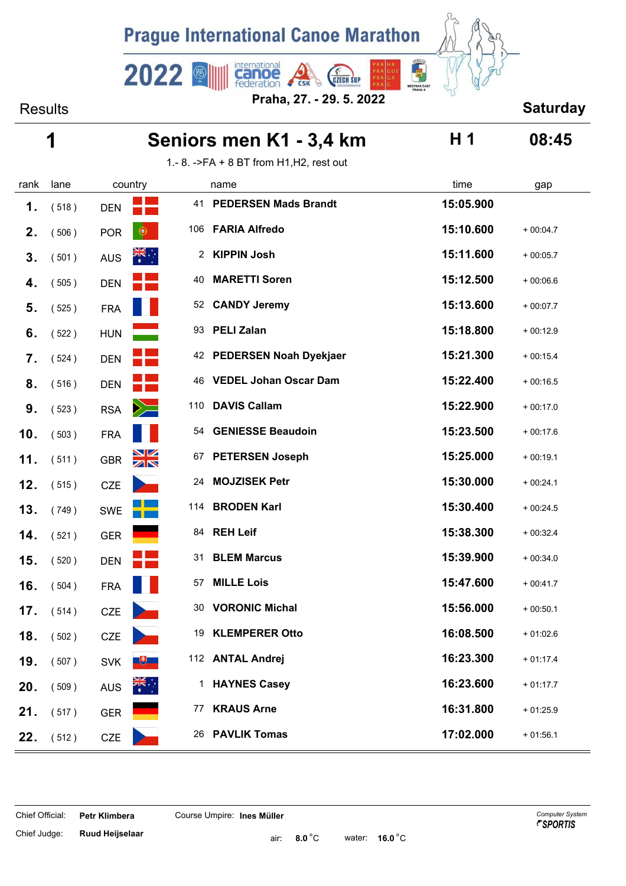# Prague International Canoe Marathon

**2022**

**Praha, 27. - 29. 5. 2022**

Results **Saturday**

## 1 Seniors men K1 - 3,4 km — H 1 — 08:45

1.- 8. ->FA + 8 BT from H1,H2, rest out

| rank | lane | country | | name | time | gap |
|---|---|---|---|---|---|---|
| 1. | ( 518 ) | DEN | 41 | **PEDERSEN Mads Brandt** | **15:05.900** | |
| 2. | ( 506 ) | POR | 106 | **FARIA Alfredo** | **15:10.600** | + 00:04.7 |
| 3. | ( 501 ) | AUS | 2 | **KIPPIN Josh** | **15:11.600** | + 00:05.7 |
| 4. | ( 505 ) | DEN | 40 | **MARETTI Soren** | **15:12.500** | + 00:06.6 |
| 5. | ( 525 ) | FRA | 52 | **CANDY Jeremy** | **15:13.600** | + 00:07.7 |
| 6. | ( 522 ) | HUN | 93 | **PELI Zalan** | **15:18.800** | + 00:12.9 |
| 7. | ( 524 ) | DEN | 42 | **PEDERSEN Noah Dyekjaer** | **15:21.300** | + 00:15.4 |
| 8. | ( 516 ) | DEN | 46 | **VEDEL Johan Oscar Dam** | **15:22.400** | + 00:16.5 |
| 9. | ( 523 ) | RSA | 110 | **DAVIS Callam** | **15:22.900** | + 00:17.0 |
| 10. | ( 503 ) | FRA | 54 | **GENIESSE Beaudoin** | **15:23.500** | + 00:17.6 |
| 11. | ( 511 ) | GBR | 67 | **PETERSEN Joseph** | **15:25.000** | + 00:19.1 |
| 12. | ( 515 ) | CZE | 24 | **MOJZISEK Petr** | **15:30.000** | + 00:24.1 |
| 13. | ( 749 ) | SWE | 114 | **BRODEN Karl** | **15:30.400** | + 00:24.5 |
| 14. | ( 521 ) | GER | 84 | **REH Leif** | **15:38.300** | + 00:32.4 |
| 15. | ( 520 ) | DEN | 31 | **BLEM Marcus** | **15:39.900** | + 00:34.0 |
| 16. | ( 504 ) | FRA | 57 | **MILLE Lois** | **15:47.600** | + 00:41.7 |
| 17. | ( 514 ) | CZE | 30 | **VORONIC Michal** | **15:56.000** | + 00:50.1 |
| 18. | ( 502 ) | CZE | 19 | **KLEMPERER Otto** | **16:08.500** | + 01:02.6 |
| 19. | ( 507 ) | SVK | 112 | **ANTAL Andrej** | **16:23.300** | + 01:17.4 |
| 20. | ( 509 ) | AUS | 1 | **HAYNES Casey** | **16:23.600** | + 01:17.7 |
| 21. | ( 517 ) | GER | 77 | **KRAUS Arne** | **16:31.800** | + 01:25.9 |
| 22. | ( 512 ) | CZE | 26 | **PAVLIK Tomas** | **17:02.000** | + 01:56.1 |

Chief Official: **Petr Klimbera** Course Umpire: **Ines Müller**

Chief Judge: **Ruud Heijselaar** air: **8.0** °C water: **16.0** °C

*Computer System* SPORTIS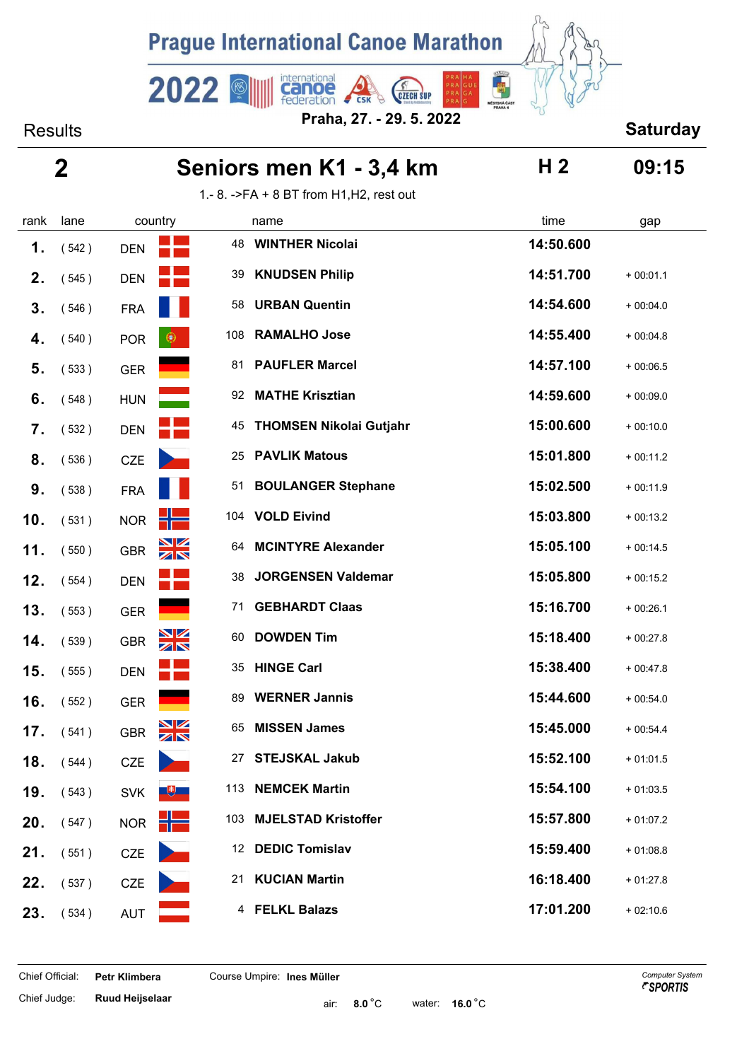# Prague International Canoe Marathon

**2022**

**Praha, 27. - 29. 5. 2022**

Results **Saturday**

## 2 Seniors men K1 - 3,4 km H 2 09:15

1.- 8. ->FA + 8 BT from H1,H2, rest out

| rank | lane | country | | name | time | gap |
|---|---|---|---|---|---|---|
| 1. | ( 542 ) | DEN | 48 | **WINTHER Nicolai** | **14:50.600** | |
| 2. | ( 545 ) | DEN | 39 | **KNUDSEN Philip** | **14:51.700** | + 00:01.1 |
| 3. | ( 546 ) | FRA | 58 | **URBAN Quentin** | **14:54.600** | + 00:04.0 |
| 4. | ( 540 ) | POR | 108 | **RAMALHO Jose** | **14:55.400** | + 00:04.8 |
| 5. | ( 533 ) | GER | 81 | **PAUFLER Marcel** | **14:57.100** | + 00:06.5 |
| 6. | ( 548 ) | HUN | 92 | **MATHE Krisztian** | **14:59.600** | + 00:09.0 |
| 7. | ( 532 ) | DEN | 45 | **THOMSEN Nikolai Gutjahr** | **15:00.600** | + 00:10.0 |
| 8. | ( 536 ) | CZE | 25 | **PAVLIK Matous** | **15:01.800** | + 00:11.2 |
| 9. | ( 538 ) | FRA | 51 | **BOULANGER Stephane** | **15:02.500** | + 00:11.9 |
| 10. | ( 531 ) | NOR | 104 | **VOLD Eivind** | **15:03.800** | + 00:13.2 |
| 11. | ( 550 ) | GBR | 64 | **MCINTYRE Alexander** | **15:05.100** | + 00:14.5 |
| 12. | ( 554 ) | DEN | 38 | **JORGENSEN Valdemar** | **15:05.800** | + 00:15.2 |
| 13. | ( 553 ) | GER | 71 | **GEBHARDT Claas** | **15:16.700** | + 00:26.1 |
| 14. | ( 539 ) | GBR | 60 | **DOWDEN Tim** | **15:18.400** | + 00:27.8 |
| 15. | ( 555 ) | DEN | 35 | **HINGE Carl** | **15:38.400** | + 00:47.8 |
| 16. | ( 552 ) | GER | 89 | **WERNER Jannis** | **15:44.600** | + 00:54.0 |
| 17. | ( 541 ) | GBR | 65 | **MISSEN James** | **15:45.000** | + 00:54.4 |
| 18. | ( 544 ) | CZE | 27 | **STEJSKAL Jakub** | **15:52.100** | + 01:01.5 |
| 19. | ( 543 ) | SVK | 113 | **NEMCEK Martin** | **15:54.100** | + 01:03.5 |
| 20. | ( 547 ) | NOR | 103 | **MJELSTAD Kristoffer** | **15:57.800** | + 01:07.2 |
| 21. | ( 551 ) | CZE | 12 | **DEDIC Tomislav** | **15:59.400** | + 01:08.8 |
| 22. | ( 537 ) | CZE | 21 | **KUCIAN Martin** | **16:18.400** | + 01:27.8 |
| 23. | ( 534 ) | AUT | 4 | **FELKL Balazs** | **17:01.200** | + 02:10.6 |

Chief Official: **Petr Klimbera** Course Umpire: **Ines Müller**

Chief Judge: **Ruud Heijselaar** air: **8.0** °C water: **16.0** °C

*Computer System* **SPORTIS**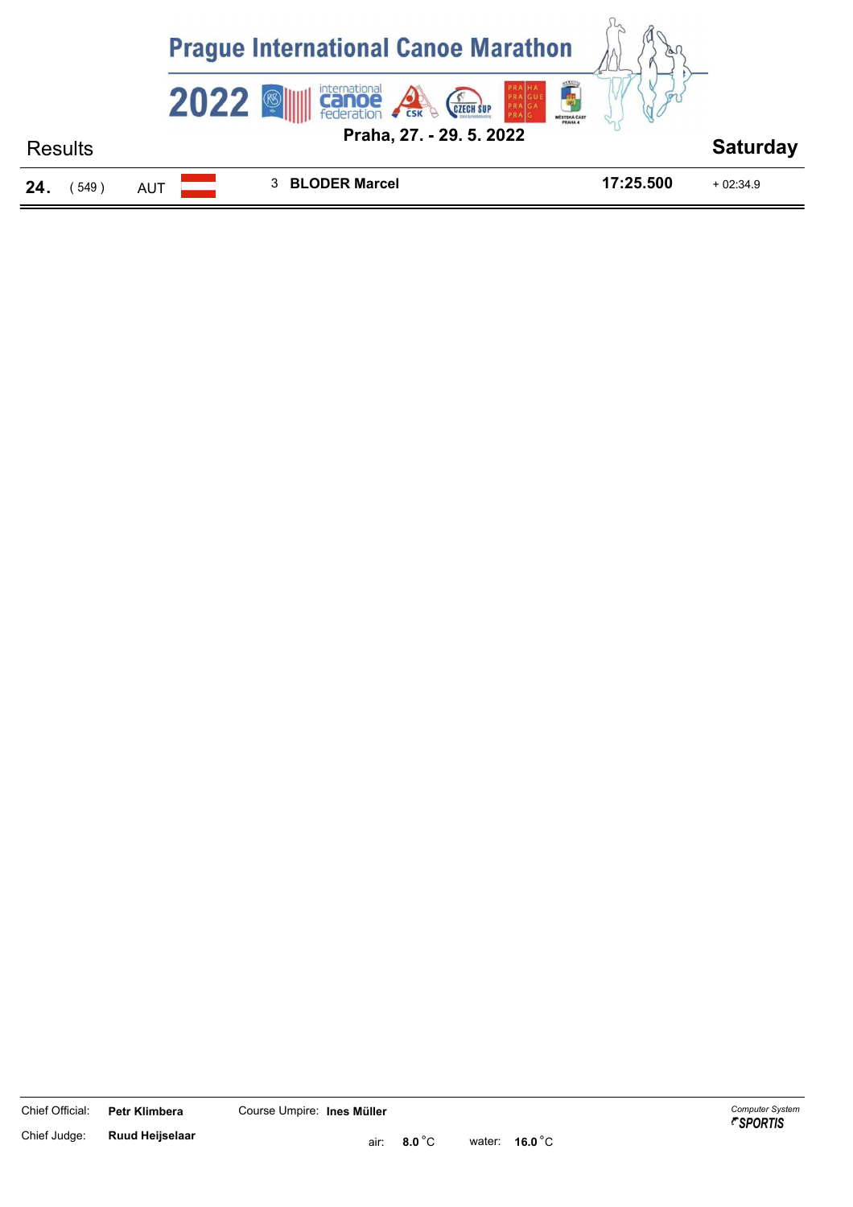# Prague International Canoe Marathon 2022

**Praha, 27. - 29. 5. 2022**

Results

**Saturday**

| | | | | | |
|---|---|---|---|---|---|
| **24.** | ( 549 ) | AUT | 3 **BLODER Marcel** | **17:25.500** | + 02:34.9 |

Chief Official: **Petr Klimbera**

Course Umpire: **Ines Müller**

Chief Judge: **Ruud Heijselaar**

air: **8.0** °C water: **16.0** °C

*Computer System* ***SPORTIS***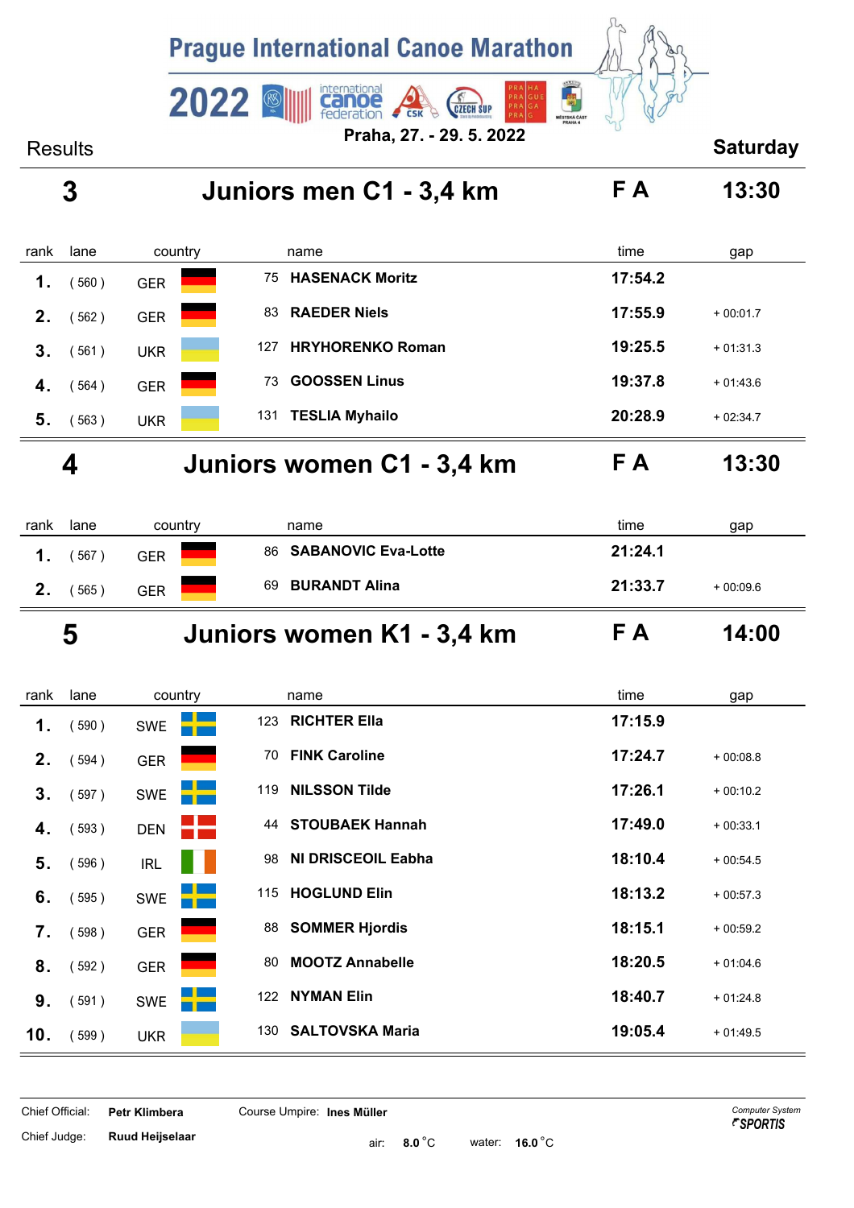# Prague International Canoe Marathon

**2022**

**Praha, 27. - 29. 5. 2022**

Results **Saturday**

## 3 Juniors men C1 - 3,4 km — F A — 13:30

| rank | lane | country | | name | time | gap |
|---|---|---|---|---|---|---|
| 1. | ( 560 ) | GER | 75 | **HASENACK Moritz** | **17:54.2** | |
| 2. | ( 562 ) | GER | 83 | **RAEDER Niels** | **17:55.9** | + 00:01.7 |
| 3. | ( 561 ) | UKR | 127 | **HRYHORENKO Roman** | **19:25.5** | + 01:31.3 |
| 4. | ( 564 ) | GER | 73 | **GOOSSEN Linus** | **19:37.8** | + 01:43.6 |
| 5. | ( 563 ) | UKR | 131 | **TESLIA Myhailo** | **20:28.9** | + 02:34.7 |

## 4 Juniors women C1 - 3,4 km — F A — 13:30

| rank | lane | country | | name | time | gap |
|---|---|---|---|---|---|---|
| 1. | ( 567 ) | GER | 86 | **SABANOVIC Eva-Lotte** | **21:24.1** | |
| 2. | ( 565 ) | GER | 69 | **BURANDT Alina** | **21:33.7** | + 00:09.6 |

## 5 Juniors women K1 - 3,4 km — F A — 14:00

| rank | lane | country | | name | time | gap |
|---|---|---|---|---|---|---|
| 1. | ( 590 ) | SWE | 123 | **RICHTER Ella** | **17:15.9** | |
| 2. | ( 594 ) | GER | 70 | **FINK Caroline** | **17:24.7** | + 00:08.8 |
| 3. | ( 597 ) | SWE | 119 | **NILSSON Tilde** | **17:26.1** | + 00:10.2 |
| 4. | ( 593 ) | DEN | 44 | **STOUBAEK Hannah** | **17:49.0** | + 00:33.1 |
| 5. | ( 596 ) | IRL | 98 | **NI DRISCEOIL Eabha** | **18:10.4** | + 00:54.5 |
| 6. | ( 595 ) | SWE | 115 | **HOGLUND Elin** | **18:13.2** | + 00:57.3 |
| 7. | ( 598 ) | GER | 88 | **SOMMER Hjordis** | **18:15.1** | + 00:59.2 |
| 8. | ( 592 ) | GER | 80 | **MOOTZ Annabelle** | **18:20.5** | + 01:04.6 |
| 9. | ( 591 ) | SWE | 122 | **NYMAN Elin** | **18:40.7** | + 01:24.8 |
| 10. | ( 599 ) | UKR | 130 | **SALTOVSKA Maria** | **19:05.4** | + 01:49.5 |

Chief Official: **Petr Klimbera** Course Umpire: **Ines Müller**

Chief Judge: **Ruud Heijselaar** air: **8.0** °C water: **16.0** °C

*Computer System* **SPORTIS**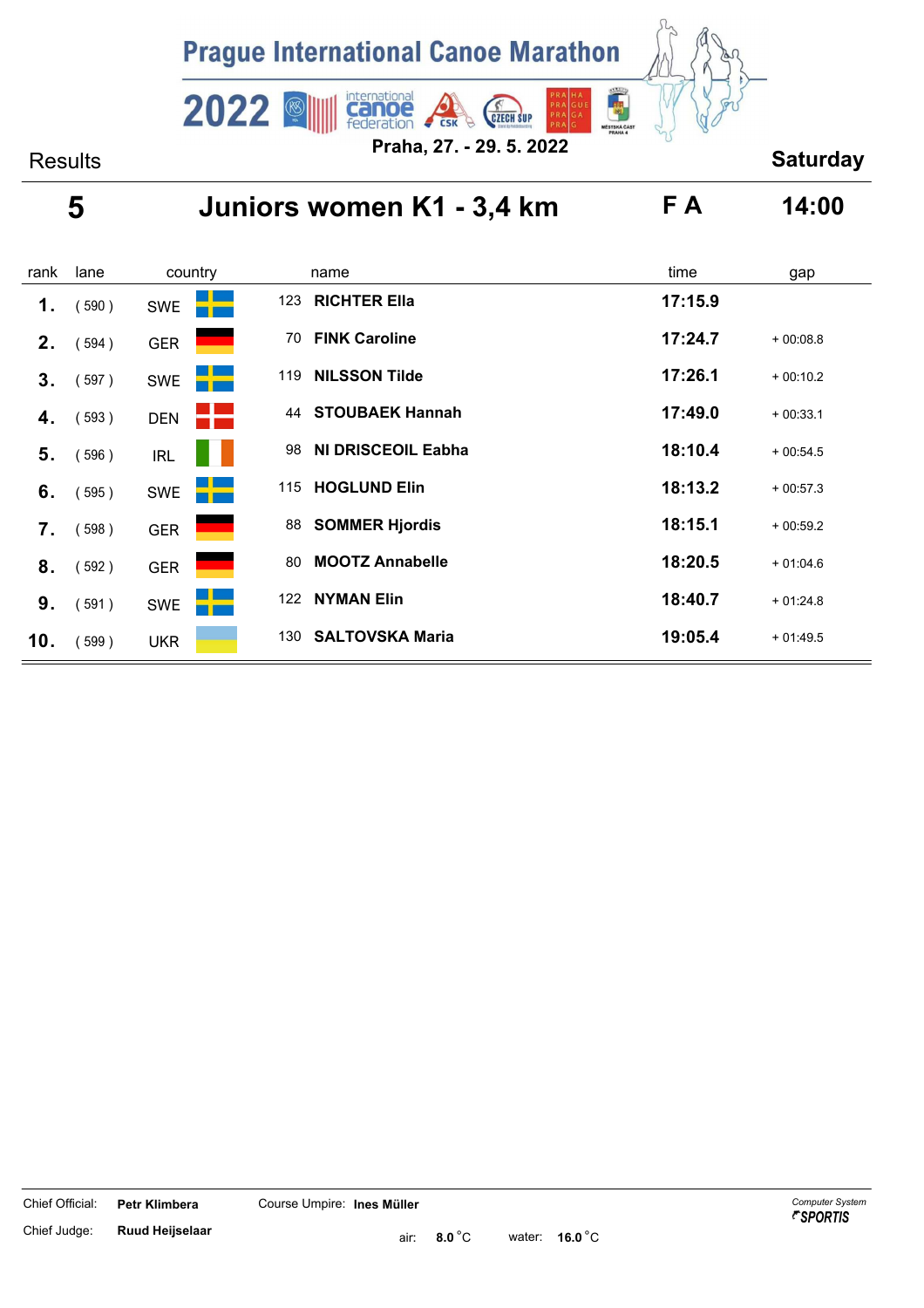# Prague International Canoe Marathon

**2022**

**Praha, 27. - 29. 5. 2022**

Results | **Saturday**

## 5 Juniors women K1 - 3,4 km — F A — 14:00

| rank | lane | country | | name | time | gap |
|---|---|---|---|---|---|---|
| **1.** | ( 590 ) | SWE | 123 | **RICHTER Ella** | **17:15.9** | |
| **2.** | ( 594 ) | GER | 70 | **FINK Caroline** | **17:24.7** | + 00:08.8 |
| **3.** | ( 597 ) | SWE | 119 | **NILSSON Tilde** | **17:26.1** | + 00:10.2 |
| **4.** | ( 593 ) | DEN | 44 | **STOUBAEK Hannah** | **17:49.0** | + 00:33.1 |
| **5.** | ( 596 ) | IRL | 98 | **NI DRISCEOIL Eabha** | **18:10.4** | + 00:54.5 |
| **6.** | ( 595 ) | SWE | 115 | **HOGLUND Elin** | **18:13.2** | + 00:57.3 |
| **7.** | ( 598 ) | GER | 88 | **SOMMER Hjordis** | **18:15.1** | + 00:59.2 |
| **8.** | ( 592 ) | GER | 80 | **MOOTZ Annabelle** | **18:20.5** | + 01:04.6 |
| **9.** | ( 591 ) | SWE | 122 | **NYMAN Elin** | **18:40.7** | + 01:24.8 |
| **10.** | ( 599 ) | UKR | 130 | **SALTOVSKA Maria** | **19:05.4** | + 01:49.5 |

Chief Official: **Petr Klimbera** Course Umpire: **Ines Müller**

Chief Judge: **Ruud Heijselaar**

air: **8.0** °C water: **16.0** °C

*Computer System* **SPORTIS**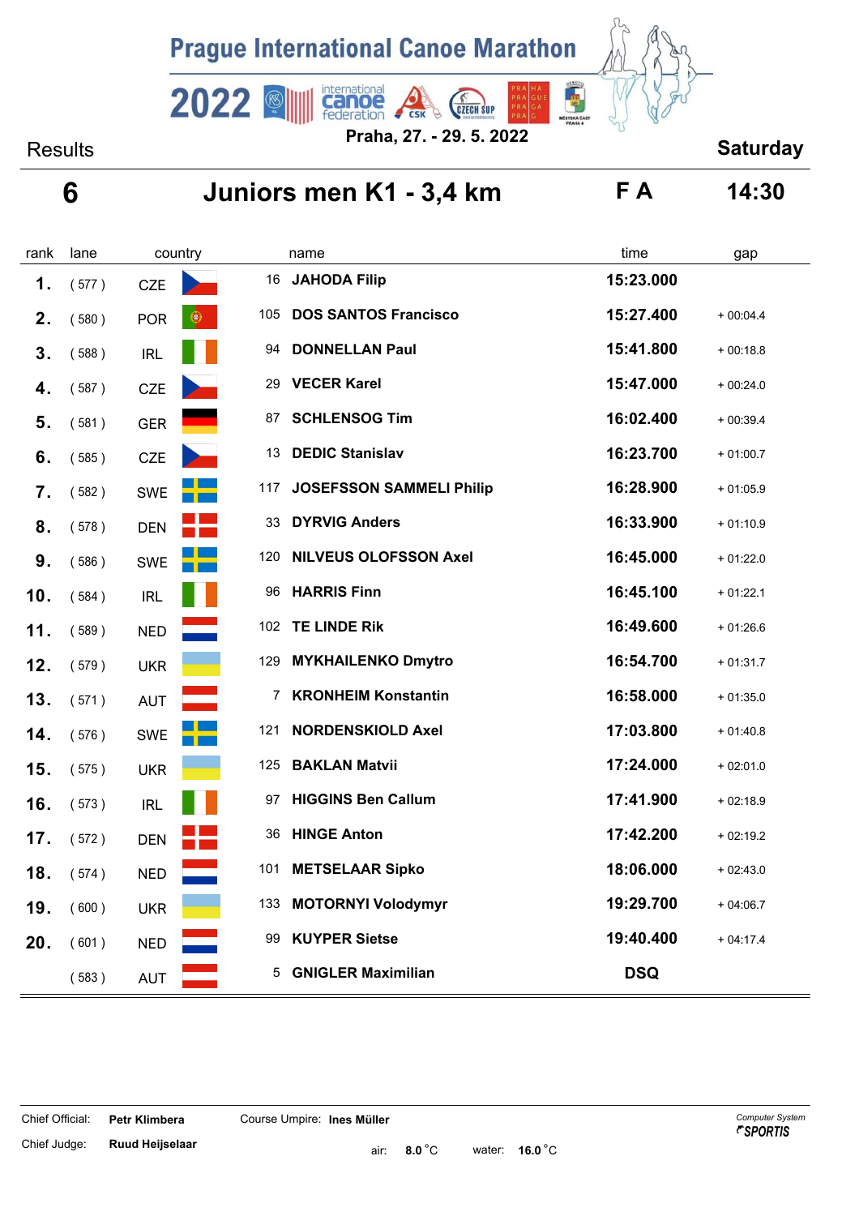# Prague International Canoe Marathon

2022

Praha, 27. - 29. 5. 2022

Results

Saturday

## 6 Juniors men K1 - 3,4 km F A 14:30

| rank | lane | country | | name | time | gap |
|---|---|---|---|---|---|---|
| 1. | ( 577 ) | CZE | 16 | **JAHODA Filip** | **15:23.000** | |
| 2. | ( 580 ) | POR | 105 | **DOS SANTOS Francisco** | **15:27.400** | + 00:04.4 |
| 3. | ( 588 ) | IRL | 94 | **DONNELLAN Paul** | **15:41.800** | + 00:18.8 |
| 4. | ( 587 ) | CZE | 29 | **VECER Karel** | **15:47.000** | + 00:24.0 |
| 5. | ( 581 ) | GER | 87 | **SCHLENSOG Tim** | **16:02.400** | + 00:39.4 |
| 6. | ( 585 ) | CZE | 13 | **DEDIC Stanislav** | **16:23.700** | + 01:00.7 |
| 7. | ( 582 ) | SWE | 117 | **JOSEFSSON SAMMELI Philip** | **16:28.900** | + 01:05.9 |
| 8. | ( 578 ) | DEN | 33 | **DYRVIG Anders** | **16:33.900** | + 01:10.9 |
| 9. | ( 586 ) | SWE | 120 | **NILVEUS OLOFSSON Axel** | **16:45.000** | + 01:22.0 |
| 10. | ( 584 ) | IRL | 96 | **HARRIS Finn** | **16:45.100** | + 01:22.1 |
| 11. | ( 589 ) | NED | 102 | **TE LINDE Rik** | **16:49.600** | + 01:26.6 |
| 12. | ( 579 ) | UKR | 129 | **MYKHAILENKO Dmytro** | **16:54.700** | + 01:31.7 |
| 13. | ( 571 ) | AUT | 7 | **KRONHEIM Konstantin** | **16:58.000** | + 01:35.0 |
| 14. | ( 576 ) | SWE | 121 | **NORDENSKIOLD Axel** | **17:03.800** | + 01:40.8 |
| 15. | ( 575 ) | UKR | 125 | **BAKLAN Matvii** | **17:24.000** | + 02:01.0 |
| 16. | ( 573 ) | IRL | 97 | **HIGGINS Ben Callum** | **17:41.900** | + 02:18.9 |
| 17. | ( 572 ) | DEN | 36 | **HINGE Anton** | **17:42.200** | + 02:19.2 |
| 18. | ( 574 ) | NED | 101 | **METSELAAR Sipko** | **18:06.000** | + 02:43.0 |
| 19. | ( 600 ) | UKR | 133 | **MOTORNYI Volodymyr** | **19:29.700** | + 04:06.7 |
| 20. | ( 601 ) | NED | 99 | **KUYPER Sietse** | **19:40.400** | + 04:17.4 |
| | ( 583 ) | AUT | 5 | **GNIGLER Maximilian** | **DSQ** | |

Chief Official: **Petr Klimbera** Course Umpire: **Ines Müller**

Chief Judge: **Ruud Heijselaar** air: **8.0** °C water: **16.0** °C

*Computer System* SPORTIS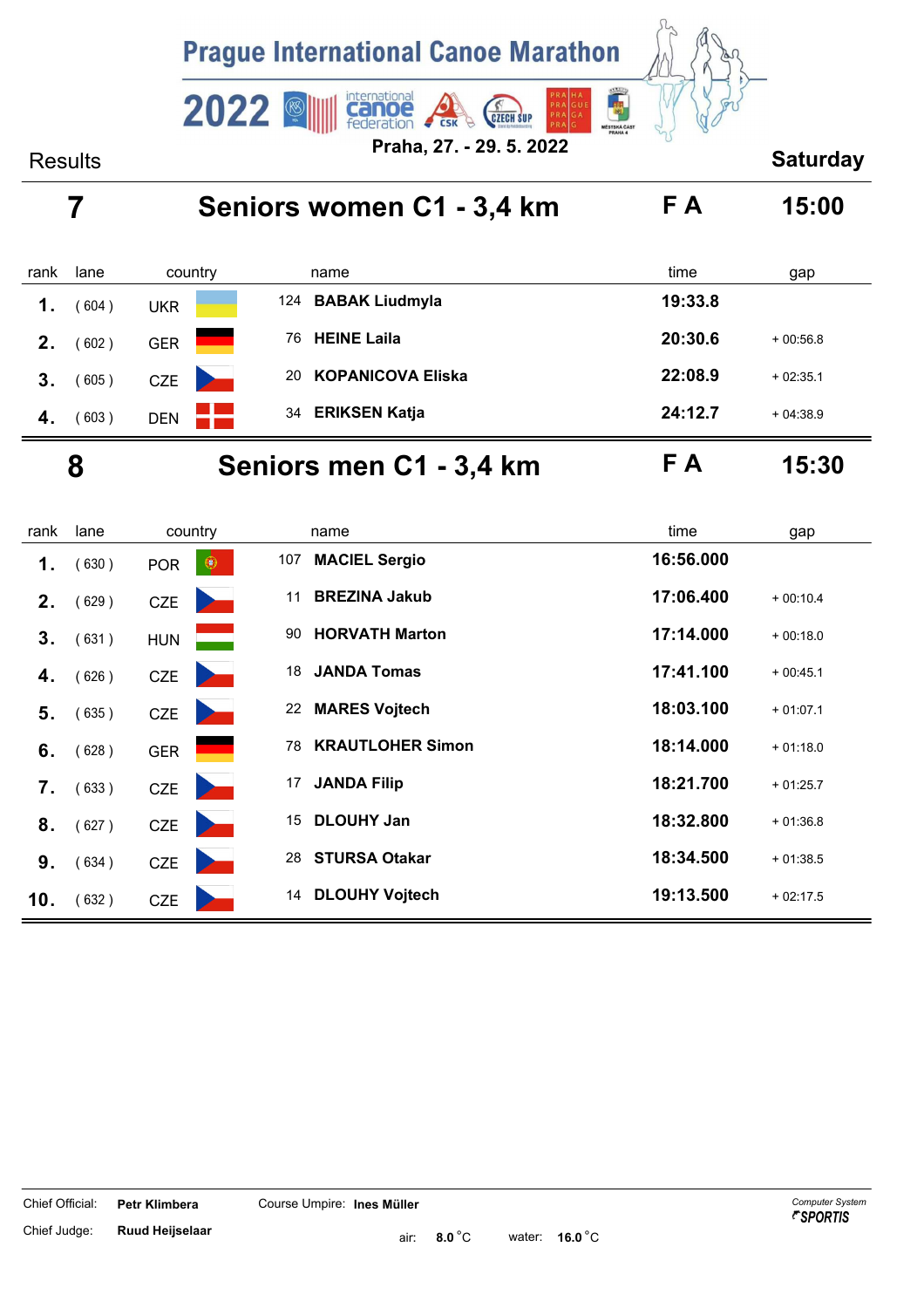# Prague International Canoe Marathon 2022

Praha, 27. - 29. 5. 2022

Results | Saturday

## 7 Seniors women C1 - 3,4 km — F A — 15:00

| rank | lane | country | | name | time | gap |
|---|---|---|---|---|---|---|
| 1. | ( 604 ) | UKR | 124 | BABAK Liudmyla | 19:33.8 | |
| 2. | ( 602 ) | GER | 76 | HEINE Laila | 20:30.6 | + 00:56.8 |
| 3. | ( 605 ) | CZE | 20 | KOPANICOVA Eliska | 22:08.9 | + 02:35.1 |
| 4. | ( 603 ) | DEN | 34 | ERIKSEN Katja | 24:12.7 | + 04:38.9 |

## 8 Seniors men C1 - 3,4 km — F A — 15:30

| rank | lane | country | | name | time | gap |
|---|---|---|---|---|---|---|
| 1. | ( 630 ) | POR | 107 | MACIEL Sergio | 16:56.000 | |
| 2. | ( 629 ) | CZE | 11 | BREZINA Jakub | 17:06.400 | + 00:10.4 |
| 3. | ( 631 ) | HUN | 90 | HORVATH Marton | 17:14.000 | + 00:18.0 |
| 4. | ( 626 ) | CZE | 18 | JANDA Tomas | 17:41.100 | + 00:45.1 |
| 5. | ( 635 ) | CZE | 22 | MARES Vojtech | 18:03.100 | + 01:07.1 |
| 6. | ( 628 ) | GER | 78 | KRAUTLOHER Simon | 18:14.000 | + 01:18.0 |
| 7. | ( 633 ) | CZE | 17 | JANDA Filip | 18:21.700 | + 01:25.7 |
| 8. | ( 627 ) | CZE | 15 | DLOUHY Jan | 18:32.800 | + 01:36.8 |
| 9. | ( 634 ) | CZE | 28 | STURSA Otakar | 18:34.500 | + 01:38.5 |
| 10. | ( 632 ) | CZE | 14 | DLOUHY Vojtech | 19:13.500 | + 02:17.5 |

Chief Official: **Petr Klimbera** Course Umpire: **Ines Müller**

Chief Judge: **Ruud Heijselaar** air: **8.0** °C water: **16.0** °C

Computer System SPORTIS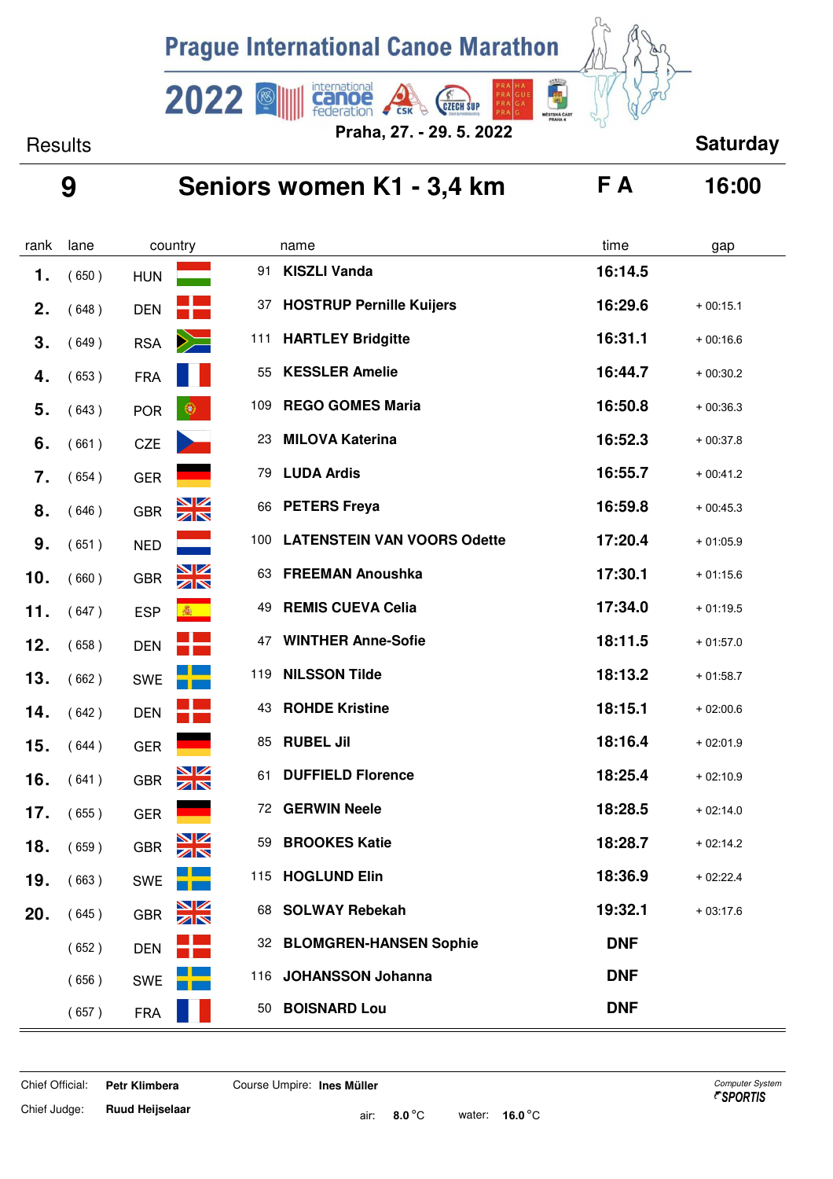# Prague International Canoe Marathon

**2022**

**Praha, 27. - 29. 5. 2022**

Results **Saturday**

## 9 Seniors women K1 - 3,4 km F A 16:00

| rank | lane | country | | name | time | gap |
|---|---|---|---|---|---|---|
| 1. | ( 650 ) | HUN | 91 | **KISZLI Vanda** | **16:14.5** | |
| 2. | ( 648 ) | DEN | 37 | **HOSTRUP Pernille Kuijers** | **16:29.6** | + 00:15.1 |
| 3. | ( 649 ) | RSA | 111 | **HARTLEY Bridgitte** | **16:31.1** | + 00:16.6 |
| 4. | ( 653 ) | FRA | 55 | **KESSLER Amelie** | **16:44.7** | + 00:30.2 |
| 5. | ( 643 ) | POR | 109 | **REGO GOMES Maria** | **16:50.8** | + 00:36.3 |
| 6. | ( 661 ) | CZE | 23 | **MILOVA Katerina** | **16:52.3** | + 00:37.8 |
| 7. | ( 654 ) | GER | 79 | **LUDA Ardis** | **16:55.7** | + 00:41.2 |
| 8. | ( 646 ) | GBR | 66 | **PETERS Freya** | **16:59.8** | + 00:45.3 |
| 9. | ( 651 ) | NED | 100 | **LATENSTEIN VAN VOORS Odette** | **17:20.4** | + 01:05.9 |
| 10. | ( 660 ) | GBR | 63 | **FREEMAN Anoushka** | **17:30.1** | + 01:15.6 |
| 11. | ( 647 ) | ESP | 49 | **REMIS CUEVA Celia** | **17:34.0** | + 01:19.5 |
| 12. | ( 658 ) | DEN | 47 | **WINTHER Anne-Sofie** | **18:11.5** | + 01:57.0 |
| 13. | ( 662 ) | SWE | 119 | **NILSSON Tilde** | **18:13.2** | + 01:58.7 |
| 14. | ( 642 ) | DEN | 43 | **ROHDE Kristine** | **18:15.1** | + 02:00.6 |
| 15. | ( 644 ) | GER | 85 | **RUBEL Jil** | **18:16.4** | + 02:01.9 |
| 16. | ( 641 ) | GBR | 61 | **DUFFIELD Florence** | **18:25.4** | + 02:10.9 |
| 17. | ( 655 ) | GER | 72 | **GERWIN Neele** | **18:28.5** | + 02:14.0 |
| 18. | ( 659 ) | GBR | 59 | **BROOKES Katie** | **18:28.7** | + 02:14.2 |
| 19. | ( 663 ) | SWE | 115 | **HOGLUND Elin** | **18:36.9** | + 02:22.4 |
| 20. | ( 645 ) | GBR | 68 | **SOLWAY Rebekah** | **19:32.1** | + 03:17.6 |
| | ( 652 ) | DEN | 32 | **BLOMGREN-HANSEN Sophie** | **DNF** | |
| | ( 656 ) | SWE | 116 | **JOHANSSON Johanna** | **DNF** | |
| | ( 657 ) | FRA | 50 | **BOISNARD Lou** | **DNF** | |

Chief Official: **Petr Klimbera** Course Umpire: **Ines Müller**

Chief Judge: **Ruud Heijselaar** air: **8.0** °C water: **16.0** °C

*Computer System* **SPORTIS**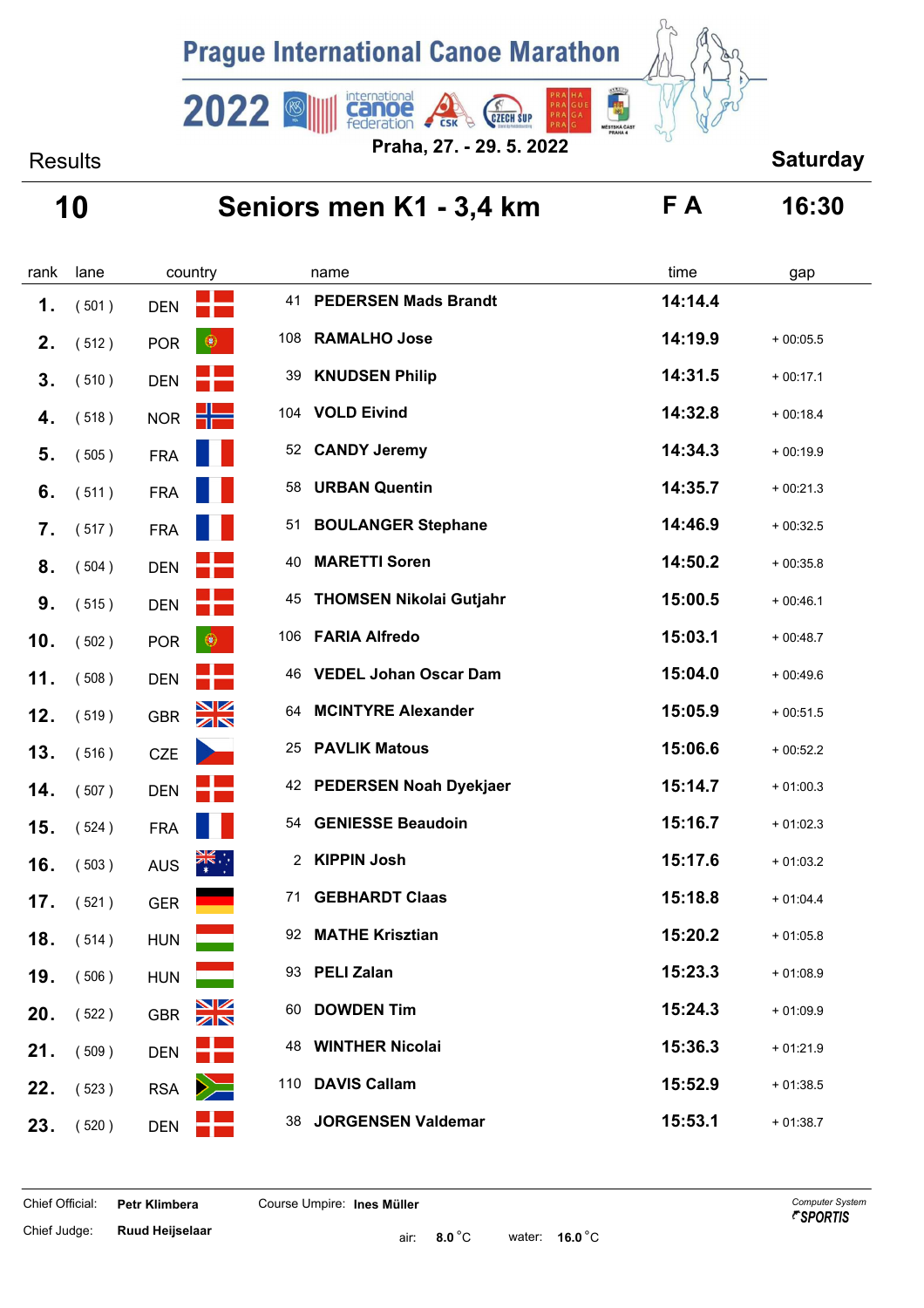# Prague International Canoe Marathon

2022

Praha, 27. - 29. 5. 2022

Results

Saturday

## 10 Seniors men K1 - 3,4 km

F A 16:30

| rank | lane | country | | name | time | gap |
|---|---|---|---|---|---|---|
| 1. | ( 501 ) | DEN | 41 | **PEDERSEN Mads Brandt** | **14:14.4** | |
| 2. | ( 512 ) | POR | 108 | **RAMALHO Jose** | **14:19.9** | + 00:05.5 |
| 3. | ( 510 ) | DEN | 39 | **KNUDSEN Philip** | **14:31.5** | + 00:17.1 |
| 4. | ( 518 ) | NOR | 104 | **VOLD Eivind** | **14:32.8** | + 00:18.4 |
| 5. | ( 505 ) | FRA | 52 | **CANDY Jeremy** | **14:34.3** | + 00:19.9 |
| 6. | ( 511 ) | FRA | 58 | **URBAN Quentin** | **14:35.7** | + 00:21.3 |
| 7. | ( 517 ) | FRA | 51 | **BOULANGER Stephane** | **14:46.9** | + 00:32.5 |
| 8. | ( 504 ) | DEN | 40 | **MARETTI Soren** | **14:50.2** | + 00:35.8 |
| 9. | ( 515 ) | DEN | 45 | **THOMSEN Nikolai Gutjahr** | **15:00.5** | + 00:46.1 |
| 10. | ( 502 ) | POR | 106 | **FARIA Alfredo** | **15:03.1** | + 00:48.7 |
| 11. | ( 508 ) | DEN | 46 | **VEDEL Johan Oscar Dam** | **15:04.0** | + 00:49.6 |
| 12. | ( 519 ) | GBR | 64 | **MCINTYRE Alexander** | **15:05.9** | + 00:51.5 |
| 13. | ( 516 ) | CZE | 25 | **PAVLIK Matous** | **15:06.6** | + 00:52.2 |
| 14. | ( 507 ) | DEN | 42 | **PEDERSEN Noah Dyekjaer** | **15:14.7** | + 01:00.3 |
| 15. | ( 524 ) | FRA | 54 | **GENIESSE Beaudoin** | **15:16.7** | + 01:02.3 |
| 16. | ( 503 ) | AUS | 2 | **KIPPIN Josh** | **15:17.6** | + 01:03.2 |
| 17. | ( 521 ) | GER | 71 | **GEBHARDT Claas** | **15:18.8** | + 01:04.4 |
| 18. | ( 514 ) | HUN | 92 | **MATHE Krisztian** | **15:20.2** | + 01:05.8 |
| 19. | ( 506 ) | HUN | 93 | **PELI Zalan** | **15:23.3** | + 01:08.9 |
| 20. | ( 522 ) | GBR | 60 | **DOWDEN Tim** | **15:24.3** | + 01:09.9 |
| 21. | ( 509 ) | DEN | 48 | **WINTHER Nicolai** | **15:36.3** | + 01:21.9 |
| 22. | ( 523 ) | RSA | 110 | **DAVIS Callam** | **15:52.9** | + 01:38.5 |
| 23. | ( 520 ) | DEN | 38 | **JORGENSEN Valdemar** | **15:53.1** | + 01:38.7 |

Chief Official: **Petr Klimbera** Course Umpire: **Ines Müller**

Chief Judge: **Ruud Heijselaar**

air: **8.0** °C water: **16.0** °C

*Computer System* SPORTIS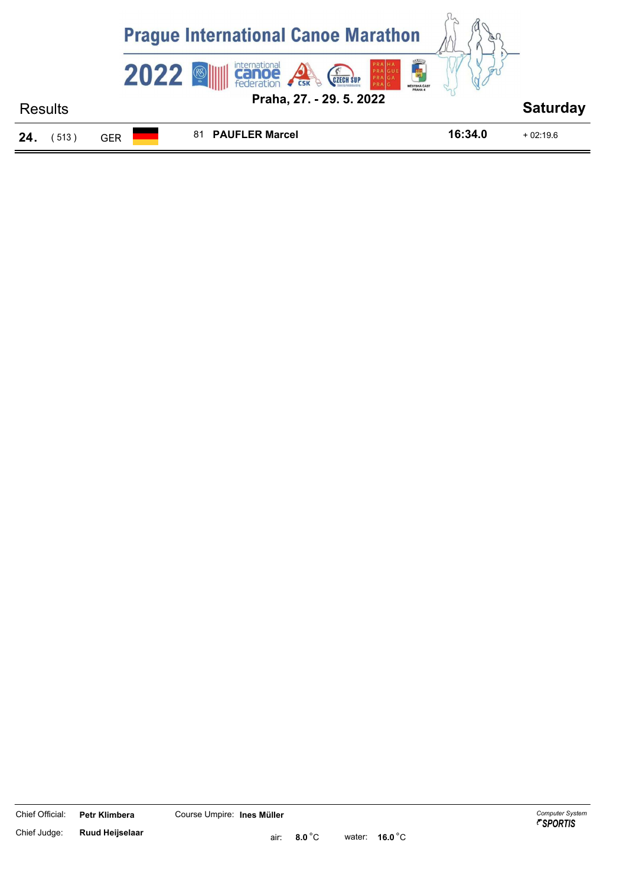| | | | | | | |
|---|---|---|---|---|---|---|
| **24.** | ( 513 ) | GER | 81 | **PAUFLER Marcel** | **16:34.0** | + 02:19.6 |

Chief Official: **Petr Klimbera** Course Umpire: **Ines Müller**

Chief Judge: **Ruud Heijselaar** air: **8.0** °C water: **16.0** °C

*Computer System*
**SPORTIS**